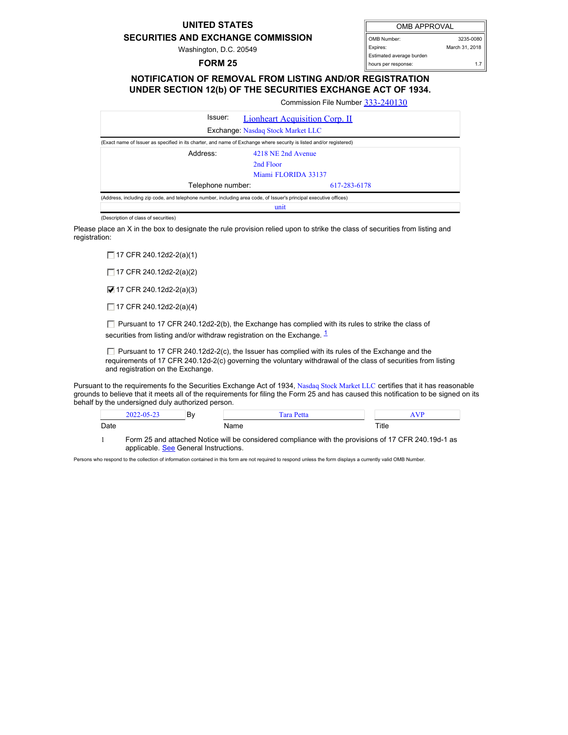**UNITED STATES**
**SECURITIES AND EXCHANGE COMMISSION**
Washington, D.C. 20549

**FORM 25**

| OMB APPROVAL | |
|---|---|
| OMB Number: | 3235-0080 |
| Expires: | March 31, 2018 |
| Estimated average burden hours per response: | 1.7 |

## NOTIFICATION OF REMOVAL FROM LISTING AND/OR REGISTRATION UNDER SECTION 12(b) OF THE SECURITIES EXCHANGE ACT OF 1934.

Commission File Number 333-240130

Issuer: Lionheart Acquisition Corp. II

Exchange: Nasdaq Stock Market LLC

(Exact name of Issuer as specified in its charter, and name of Exchange where security is listed and/or registered)

Address: 4218 NE 2nd Avenue
2nd Floor
Miami FLORIDA 33137

Telephone number: 617-283-6178

(Address, including zip code, and telephone number, including area code, of Issuer's principal executive offices)

unit

(Description of class of securities)

Please place an X in the box to designate the rule provision relied upon to strike the class of securities from listing and registration:

- ☐ 17 CFR 240.12d2-2(a)(1)
- ☐ 17 CFR 240.12d2-2(a)(2)
- ☑ 17 CFR 240.12d2-2(a)(3)
- ☐ 17 CFR 240.12d2-2(a)(4)
- ☐ Pursuant to 17 CFR 240.12d2-2(b), the Exchange has complied with its rules to strike the class of securities from listing and/or withdraw registration on the Exchange. [1]
- ☐ Pursuant to 17 CFR 240.12d2-2(c), the Issuer has complied with its rules of the Exchange and the requirements of 17 CFR 240.12d-2(c) governing the voluntary withdrawal of the class of securities from listing and registration on the Exchange.

Pursuant to the requirements fo the Securities Exchange Act of 1934, Nasdaq Stock Market LLC certifies that it has reasonable grounds to believe that it meets all of the requirements for filing the Form 25 and has caused this notification to be signed on its behalf by the undersigned duly authorized person.

| 2022-05-23 | By | Tara Petta | AVP |
|---|---|---|---|
| Date | | Name | Title |

1 Form 25 and attached Notice will be considered compliance with the provisions of 17 CFR 240.19d-1 as applicable. See General Instructions.

Persons who respond to the collection of information contained in this form are not required to respond unless the form displays a currently valid OMB Number.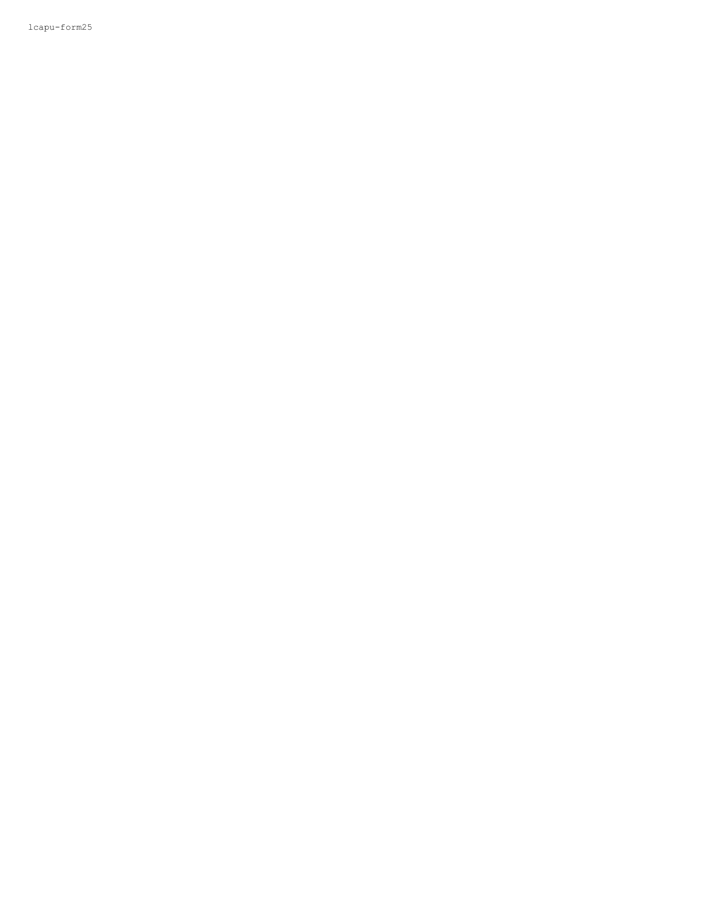lcapu-form25